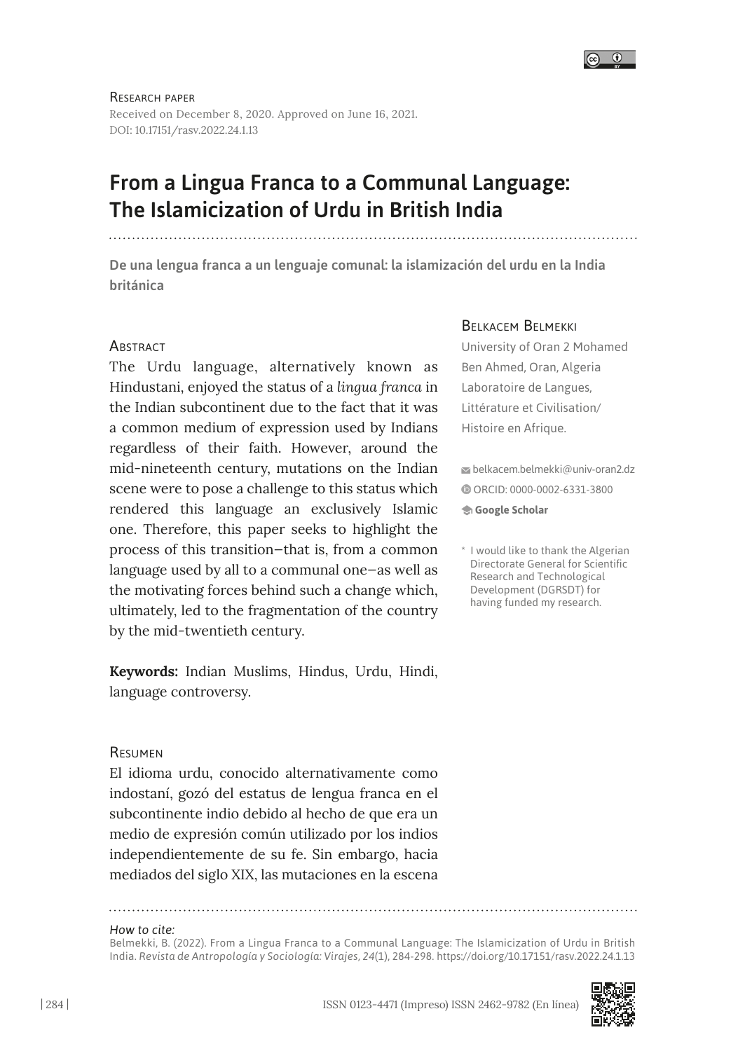Research paper

Received on December 8, 2020. Approved on June 16, 2021.
DOI: 10.17151/rasv.2022.24.1.13

# From a Lingua Franca to a Communal Language: The Islamicization of Urdu in British India

## De una lengua franca a un lenguaje comunal: la islamización del urdu en la India británica

Belkacem Belmekki

University of Oran 2 Mohamed Ben Ahmed, Oran, Algeria
Laboratoire de Langues, Littérature et Civilisation/ Histoire en Afrique.

belkacem.belmekki@univ-oran2.dz
ORCID: 0000-0002-6331-3800
**Google Scholar**

\* I would like to thank the Algerian Directorate General for Scientific Research and Technological Development (DGRSDT) for having funded my research.

### Abstract

The Urdu language, alternatively known as Hindustani, enjoyed the status of a *lingua franca* in the Indian subcontinent due to the fact that it was a common medium of expression used by Indians regardless of their faith. However, around the mid-nineteenth century, mutations on the Indian scene were to pose a challenge to this status which rendered this language an exclusively Islamic one. Therefore, this paper seeks to highlight the process of this transition—that is, from a common language used by all to a communal one—as well as the motivating forces behind such a change which, ultimately, led to the fragmentation of the country by the mid-twentieth century.

**Keywords:** Indian Muslims, Hindus, Urdu, Hindi, language controversy.

### Resumen

El idioma urdu, conocido alternativamente como indostaní, gozó del estatus de lengua franca en el subcontinente indio debido al hecho de que era un medio de expresión común utilizado por los indios independientemente de su fe. Sin embargo, hacia mediados del siglo XIX, las mutaciones en la escena

*How to cite:*
Belmekki, B. (2022). From a Lingua Franca to a Communal Language: The Islamicization of Urdu in British India. *Revista de Antropología y Sociología: Virajes, 24*(1), 284-298. https://doi.org/10.17151/rasv.2022.24.1.13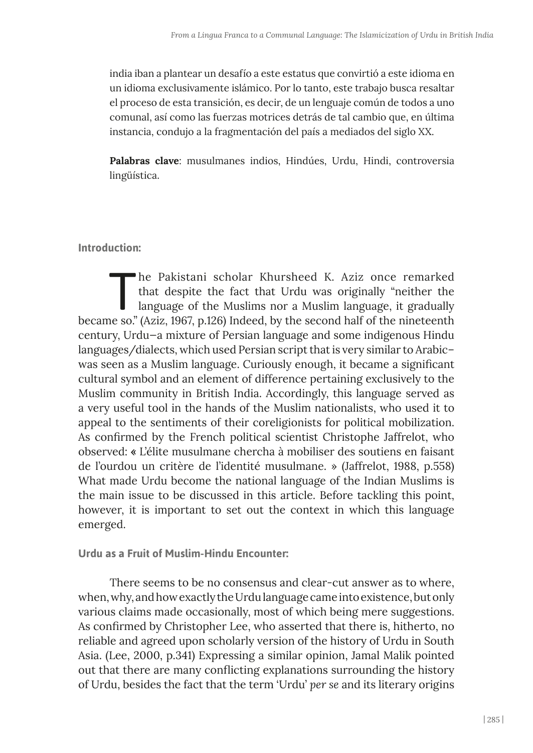india iban a plantear un desafío a este estatus que convirtió a este idioma en un idioma exclusivamente islámico. Por lo tanto, este trabajo busca resaltar el proceso de esta transición, es decir, de un lenguaje común de todos a uno comunal, así como las fuerzas motrices detrás de tal cambio que, en última instancia, condujo a la fragmentación del país a mediados del siglo XX.

**Palabras clave**: musulmanes indios, Hindúes, Urdu, Hindi, controversia lingüística.

## Introduction:

The Pakistani scholar Khursheed K. Aziz once remarked that despite the fact that Urdu was originally "neither the language of the Muslims nor a Muslim language, it gradually became so." (Aziz, 1967, p.126) Indeed, by the second half of the nineteenth century, Urdu—a mixture of Persian language and some indigenous Hindu languages/dialects, which used Persian script that is very similar to Arabic—was seen as a Muslim language. Curiously enough, it became a significant cultural symbol and an element of difference pertaining exclusively to the Muslim community in British India. Accordingly, this language served as a very useful tool in the hands of the Muslim nationalists, who used it to appeal to the sentiments of their coreligionists for political mobilization. As confirmed by the French political scientist Christophe Jaffrelot, who observed: « L'élite musulmane chercha à mobiliser des soutiens en faisant de l'ourdou un critère de l'identité musulmane. » (Jaffrelot, 1988, p.558) What made Urdu become the national language of the Indian Muslims is the main issue to be discussed in this article. Before tackling this point, however, it is important to set out the context in which this language emerged.

## Urdu as a Fruit of Muslim-Hindu Encounter:

There seems to be no consensus and clear-cut answer as to where, when, why, and how exactly the Urdu language came into existence, but only various claims made occasionally, most of which being mere suggestions. As confirmed by Christopher Lee, who asserted that there is, hitherto, no reliable and agreed upon scholarly version of the history of Urdu in South Asia. (Lee, 2000, p.341) Expressing a similar opinion, Jamal Malik pointed out that there are many conflicting explanations surrounding the history of Urdu, besides the fact that the term 'Urdu' *per se* and its literary origins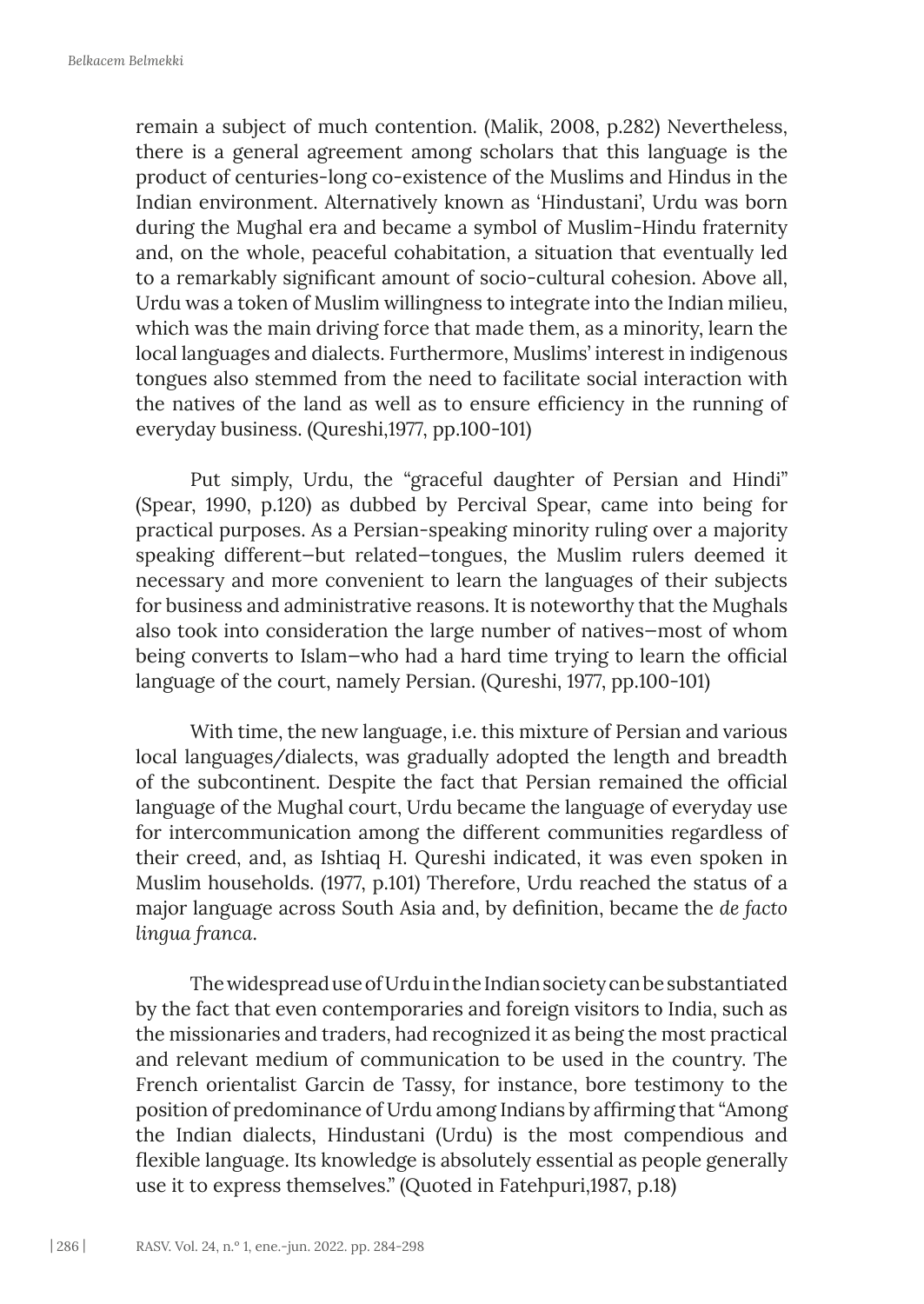remain a subject of much contention. (Malik, 2008, p.282) Nevertheless, there is a general agreement among scholars that this language is the product of centuries-long co-existence of the Muslims and Hindus in the Indian environment. Alternatively known as 'Hindustani', Urdu was born during the Mughal era and became a symbol of Muslim-Hindu fraternity and, on the whole, peaceful cohabitation, a situation that eventually led to a remarkably significant amount of socio-cultural cohesion. Above all, Urdu was a token of Muslim willingness to integrate into the Indian milieu, which was the main driving force that made them, as a minority, learn the local languages and dialects. Furthermore, Muslims' interest in indigenous tongues also stemmed from the need to facilitate social interaction with the natives of the land as well as to ensure efficiency in the running of everyday business. (Qureshi,1977, pp.100-101)

Put simply, Urdu, the "graceful daughter of Persian and Hindi" (Spear, 1990, p.120) as dubbed by Percival Spear, came into being for practical purposes. As a Persian-speaking minority ruling over a majority speaking different—but related—tongues, the Muslim rulers deemed it necessary and more convenient to learn the languages of their subjects for business and administrative reasons. It is noteworthy that the Mughals also took into consideration the large number of natives—most of whom being converts to Islam—who had a hard time trying to learn the official language of the court, namely Persian. (Qureshi, 1977, pp.100-101)

With time, the new language, i.e. this mixture of Persian and various local languages/dialects, was gradually adopted the length and breadth of the subcontinent. Despite the fact that Persian remained the official language of the Mughal court, Urdu became the language of everyday use for intercommunication among the different communities regardless of their creed, and, as Ishtiaq H. Qureshi indicated, it was even spoken in Muslim households. (1977, p.101) Therefore, Urdu reached the status of a major language across South Asia and, by definition, became the *de facto lingua franca*.

The widespread use of Urdu in the Indian society can be substantiated by the fact that even contemporaries and foreign visitors to India, such as the missionaries and traders, had recognized it as being the most practical and relevant medium of communication to be used in the country. The French orientalist Garcin de Tassy, for instance, bore testimony to the position of predominance of Urdu among Indians by affirming that "Among the Indian dialects, Hindustani (Urdu) is the most compendious and flexible language. Its knowledge is absolutely essential as people generally use it to express themselves." (Quoted in Fatehpuri,1987, p.18)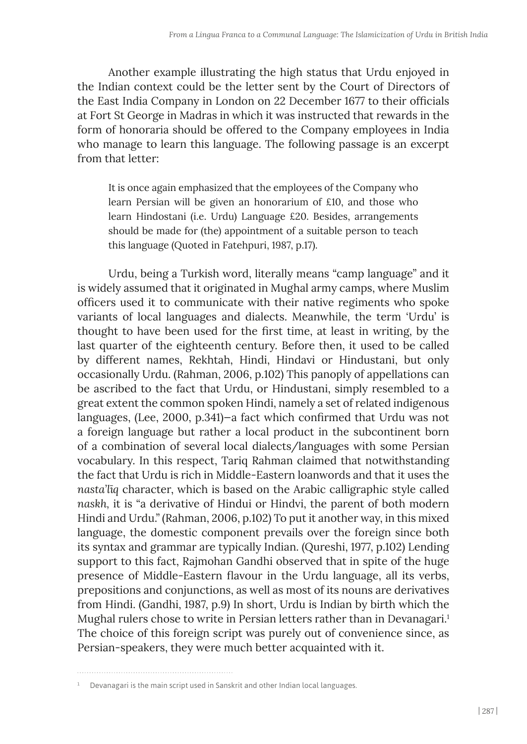Another example illustrating the high status that Urdu enjoyed in the Indian context could be the letter sent by the Court of Directors of the East India Company in London on 22 December 1677 to their officials at Fort St George in Madras in which it was instructed that rewards in the form of honoraria should be offered to the Company employees in India who manage to learn this language. The following passage is an excerpt from that letter:

> It is once again emphasized that the employees of the Company who learn Persian will be given an honorarium of £10, and those who learn Hindostani (i.e. Urdu) Language £20. Besides, arrangements should be made for (the) appointment of a suitable person to teach this language (Quoted in Fatehpuri, 1987, p.17).

Urdu, being a Turkish word, literally means "camp language" and it is widely assumed that it originated in Mughal army camps, where Muslim officers used it to communicate with their native regiments who spoke variants of local languages and dialects. Meanwhile, the term 'Urdu' is thought to have been used for the first time, at least in writing, by the last quarter of the eighteenth century. Before then, it used to be called by different names, Rekhtah, Hindi, Hindavi or Hindustani, but only occasionally Urdu. (Rahman, 2006, p.102) This panoply of appellations can be ascribed to the fact that Urdu, or Hindustani, simply resembled to a great extent the common spoken Hindi, namely a set of related indigenous languages, (Lee, 2000, p.341)—a fact which confirmed that Urdu was not a foreign language but rather a local product in the subcontinent born of a combination of several local dialects/languages with some Persian vocabulary. In this respect, Tariq Rahman claimed that notwithstanding the fact that Urdu is rich in Middle-Eastern loanwords and that it uses the *nasta'līq* character, which is based on the Arabic calligraphic style called *naskh*, it is "a derivative of Hindui or Hindvi, the parent of both modern Hindi and Urdu." (Rahman, 2006, p.102) To put it another way, in this mixed language, the domestic component prevails over the foreign since both its syntax and grammar are typically Indian. (Qureshi, 1977, p.102) Lending support to this fact, Rajmohan Gandhi observed that in spite of the huge presence of Middle-Eastern flavour in the Urdu language, all its verbs, prepositions and conjunctions, as well as most of its nouns are derivatives from Hindi. (Gandhi, 1987, p.9) In short, Urdu is Indian by birth which the Mughal rulers chose to write in Persian letters rather than in Devanagari.[1] The choice of this foreign script was purely out of convenience since, as Persian-speakers, they were much better acquainted with it.

---

[1] Devanagari is the main script used in Sanskrit and other Indian local languages.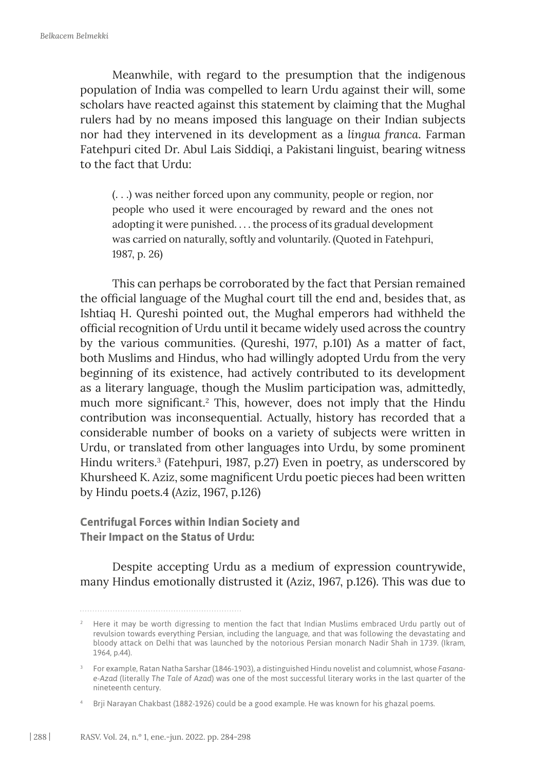Meanwhile, with regard to the presumption that the indigenous population of India was compelled to learn Urdu against their will, some scholars have reacted against this statement by claiming that the Mughal rulers had by no means imposed this language on their Indian subjects nor had they intervened in its development as a *lingua franca*. Farman Fatehpuri cited Dr. Abul Lais Siddiqi, a Pakistani linguist, bearing witness to the fact that Urdu:

> (. . .) was neither forced upon any community, people or region, nor people who used it were encouraged by reward and the ones not adopting it were punished. . . . the process of its gradual development was carried on naturally, softly and voluntarily. (Quoted in Fatehpuri, 1987, p. 26)

This can perhaps be corroborated by the fact that Persian remained the official language of the Mughal court till the end and, besides that, as Ishtiaq H. Qureshi pointed out, the Mughal emperors had withheld the official recognition of Urdu until it became widely used across the country by the various communities. (Qureshi, 1977, p.101) As a matter of fact, both Muslims and Hindus, who had willingly adopted Urdu from the very beginning of its existence, had actively contributed to its development as a literary language, though the Muslim participation was, admittedly, much more significant.[2] This, however, does not imply that the Hindu contribution was inconsequential. Actually, history has recorded that a considerable number of books on a variety of subjects were written in Urdu, or translated from other languages into Urdu, by some prominent Hindu writers.[3] (Fatehpuri, 1987, p.27) Even in poetry, as underscored by Khursheed K. Aziz, some magnificent Urdu poetic pieces had been written by Hindu poets.4 (Aziz, 1967, p.126)

## Centrifugal Forces within Indian Society and Their Impact on the Status of Urdu:

Despite accepting Urdu as a medium of expression countrywide, many Hindus emotionally distrusted it (Aziz, 1967, p.126). This was due to

---

[2] Here it may be worth digressing to mention the fact that Indian Muslims embraced Urdu partly out of revulsion towards everything Persian, including the language, and that was following the devastating and bloody attack on Delhi that was launched by the notorious Persian monarch Nadir Shah in 1739. (Ikram, 1964, p.44).

[3] For example, Ratan Natha Sarshar (1846-1903), a distinguished Hindu novelist and columnist, whose *Fasana-e-Azad* (literally *The Tale of Azad*) was one of the most successful literary works in the last quarter of the nineteenth century.

[4] Brji Narayan Chakbast (1882-1926) could be a good example. He was known for his ghazal poems.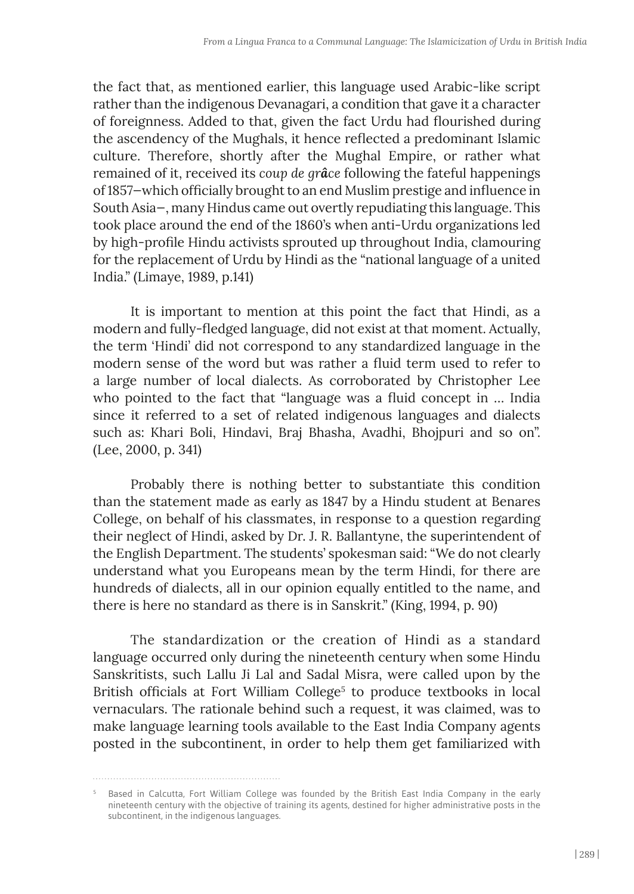the fact that, as mentioned earlier, this language used Arabic-like script rather than the indigenous Devanagari, a condition that gave it a character of foreignness. Added to that, given the fact Urdu had flourished during the ascendency of the Mughals, it hence reflected a predominant Islamic culture. Therefore, shortly after the Mughal Empire, or rather what remained of it, received its *coup de grâce* following the fateful happenings of 1857—which officially brought to an end Muslim prestige and influence in South Asia—, many Hindus came out overtly repudiating this language. This took place around the end of the 1860's when anti-Urdu organizations led by high-profile Hindu activists sprouted up throughout India, clamouring for the replacement of Urdu by Hindi as the "national language of a united India." (Limaye, 1989, p.141)

It is important to mention at this point the fact that Hindi, as a modern and fully-fledged language, did not exist at that moment. Actually, the term 'Hindi' did not correspond to any standardized language in the modern sense of the word but was rather a fluid term used to refer to a large number of local dialects. As corroborated by Christopher Lee who pointed to the fact that "language was a fluid concept in … India since it referred to a set of related indigenous languages and dialects such as: Khari Boli, Hindavi, Braj Bhasha, Avadhi, Bhojpuri and so on". (Lee, 2000, p. 341)

Probably there is nothing better to substantiate this condition than the statement made as early as 1847 by a Hindu student at Benares College, on behalf of his classmates, in response to a question regarding their neglect of Hindi, asked by Dr. J. R. Ballantyne, the superintendent of the English Department. The students' spokesman said: "We do not clearly understand what you Europeans mean by the term Hindi, for there are hundreds of dialects, all in our opinion equally entitled to the name, and there is here no standard as there is in Sanskrit." (King, 1994, p. 90)

The standardization or the creation of Hindi as a standard language occurred only during the nineteenth century when some Hindu Sanskritists, such Lallu Ji Lal and Sadal Misra, were called upon by the British officials at Fort William College[5] to produce textbooks in local vernaculars. The rationale behind such a request, it was claimed, was to make language learning tools available to the East India Company agents posted in the subcontinent, in order to help them get familiarized with

---

[5] Based in Calcutta, Fort William College was founded by the British East India Company in the early nineteenth century with the objective of training its agents, destined for higher administrative posts in the subcontinent, in the indigenous languages.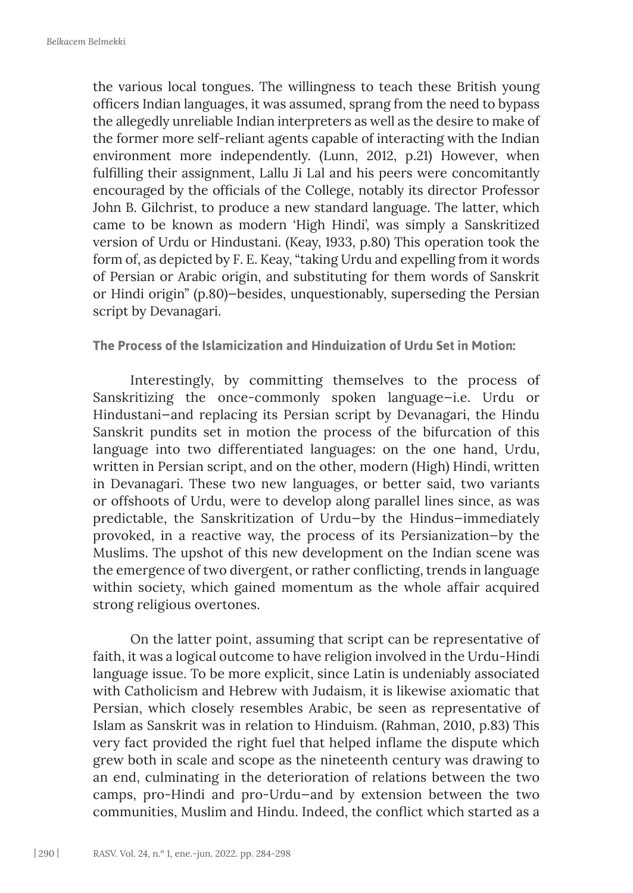the various local tongues. The willingness to teach these British young officers Indian languages, it was assumed, sprang from the need to bypass the allegedly unreliable Indian interpreters as well as the desire to make of the former more self-reliant agents capable of interacting with the Indian environment more independently. (Lunn, 2012, p.21) However, when fulfilling their assignment, Lallu Ji Lal and his peers were concomitantly encouraged by the officials of the College, notably its director Professor John B. Gilchrist, to produce a new standard language. The latter, which came to be known as modern 'High Hindi', was simply a Sanskritized version of Urdu or Hindustani. (Keay, 1933, p.80) This operation took the form of, as depicted by F. E. Keay, "taking Urdu and expelling from it words of Persian or Arabic origin, and substituting for them words of Sanskrit or Hindi origin" (p.80)—besides, unquestionably, superseding the Persian script by Devanagari.

### The Process of the Islamicization and Hinduization of Urdu Set in Motion:

Interestingly, by committing themselves to the process of Sanskritizing the once-commonly spoken language—i.e. Urdu or Hindustani—and replacing its Persian script by Devanagari, the Hindu Sanskrit pundits set in motion the process of the bifurcation of this language into two differentiated languages: on the one hand, Urdu, written in Persian script, and on the other, modern (High) Hindi, written in Devanagari. These two new languages, or better said, two variants or offshoots of Urdu, were to develop along parallel lines since, as was predictable, the Sanskritization of Urdu—by the Hindus—immediately provoked, in a reactive way, the process of its Persianization—by the Muslims. The upshot of this new development on the Indian scene was the emergence of two divergent, or rather conflicting, trends in language within society, which gained momentum as the whole affair acquired strong religious overtones.

On the latter point, assuming that script can be representative of faith, it was a logical outcome to have religion involved in the Urdu-Hindi language issue. To be more explicit, since Latin is undeniably associated with Catholicism and Hebrew with Judaism, it is likewise axiomatic that Persian, which closely resembles Arabic, be seen as representative of Islam as Sanskrit was in relation to Hinduism. (Rahman, 2010, p.83) This very fact provided the right fuel that helped inflame the dispute which grew both in scale and scope as the nineteenth century was drawing to an end, culminating in the deterioration of relations between the two camps, pro-Hindi and pro-Urdu—and by extension between the two communities, Muslim and Hindu. Indeed, the conflict which started as a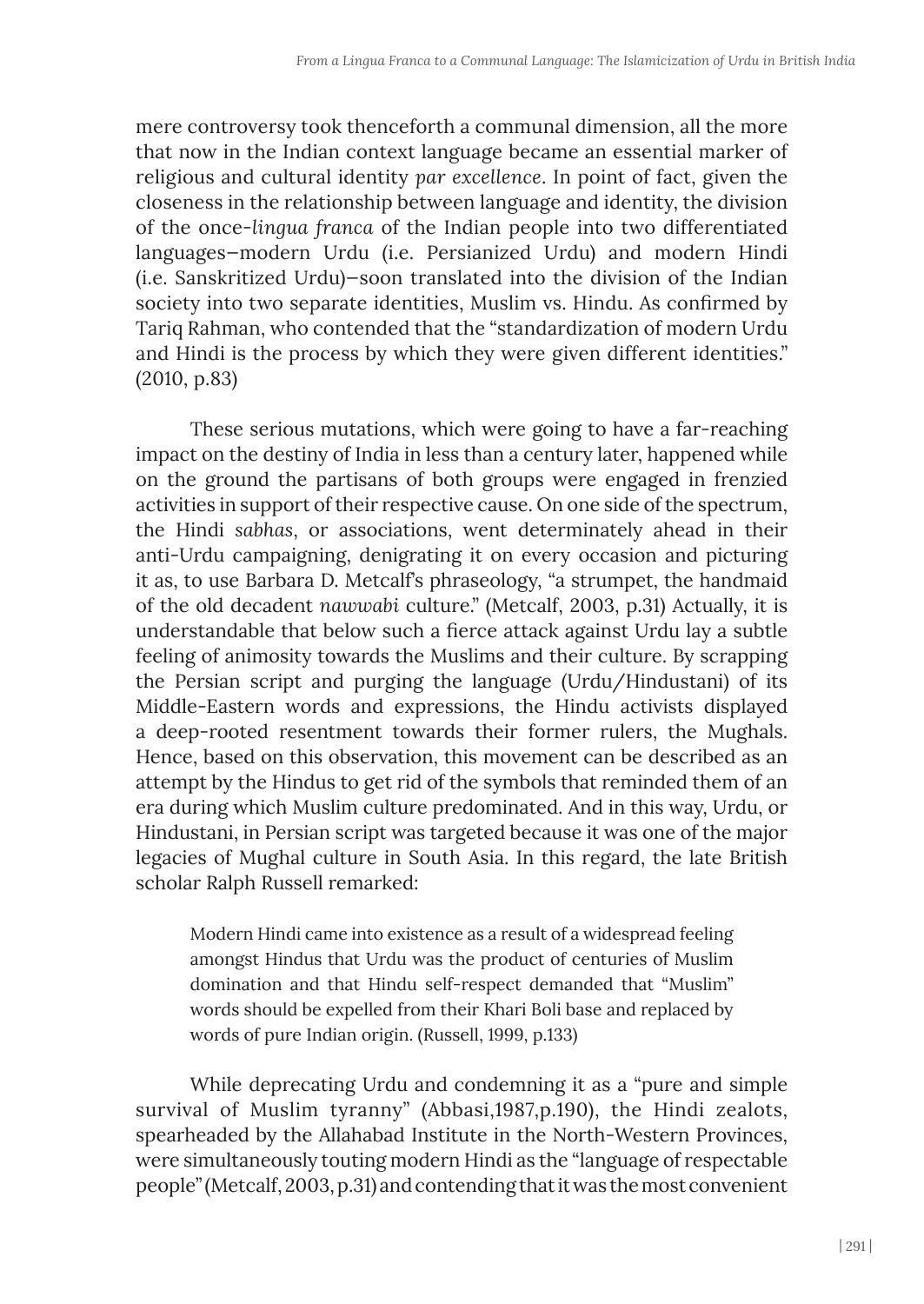mere controversy took thenceforth a communal dimension, all the more that now in the Indian context language became an essential marker of religious and cultural identity *par excellence*. In point of fact, given the closeness in the relationship between language and identity, the division of the once-*lingua franca* of the Indian people into two differentiated languages—modern Urdu (i.e. Persianized Urdu) and modern Hindi (i.e. Sanskritized Urdu)—soon translated into the division of the Indian society into two separate identities, Muslim vs. Hindu. As confirmed by Tariq Rahman, who contended that the "standardization of modern Urdu and Hindi is the process by which they were given different identities." (2010, p.83)

These serious mutations, which were going to have a far-reaching impact on the destiny of India in less than a century later, happened while on the ground the partisans of both groups were engaged in frenzied activities in support of their respective cause. On one side of the spectrum, the Hindi *sabhas*, or associations, went determinately ahead in their anti-Urdu campaigning, denigrating it on every occasion and picturing it as, to use Barbara D. Metcalf's phraseology, "a strumpet, the handmaid of the old decadent *nawwabi* culture." (Metcalf, 2003, p.31) Actually, it is understandable that below such a fierce attack against Urdu lay a subtle feeling of animosity towards the Muslims and their culture. By scrapping the Persian script and purging the language (Urdu/Hindustani) of its Middle-Eastern words and expressions, the Hindu activists displayed a deep-rooted resentment towards their former rulers, the Mughals. Hence, based on this observation, this movement can be described as an attempt by the Hindus to get rid of the symbols that reminded them of an era during which Muslim culture predominated. And in this way, Urdu, or Hindustani, in Persian script was targeted because it was one of the major legacies of Mughal culture in South Asia. In this regard, the late British scholar Ralph Russell remarked:

> Modern Hindi came into existence as a result of a widespread feeling amongst Hindus that Urdu was the product of centuries of Muslim domination and that Hindu self-respect demanded that "Muslim" words should be expelled from their Khari Boli base and replaced by words of pure Indian origin. (Russell, 1999, p.133)

While deprecating Urdu and condemning it as a "pure and simple survival of Muslim tyranny" (Abbasi,1987,p.190), the Hindi zealots, spearheaded by the Allahabad Institute in the North-Western Provinces, were simultaneously touting modern Hindi as the "language of respectable people" (Metcalf, 2003, p.31) and contending that it was the most convenient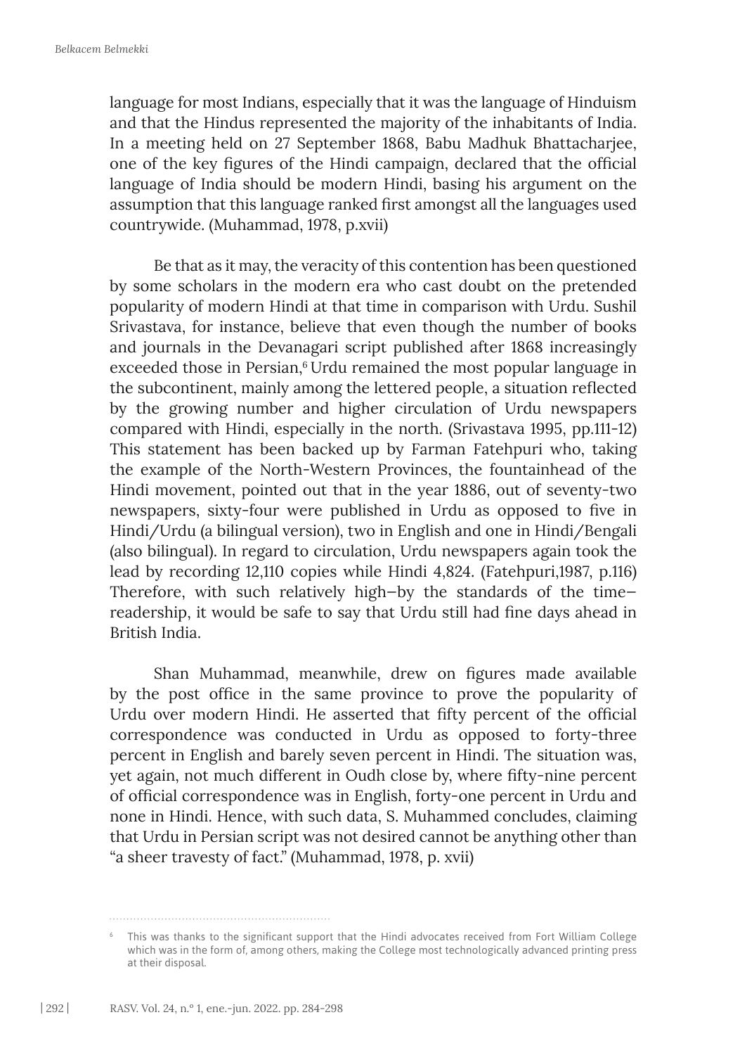language for most Indians, especially that it was the language of Hinduism and that the Hindus represented the majority of the inhabitants of India. In a meeting held on 27 September 1868, Babu Madhuk Bhattacharjee, one of the key figures of the Hindi campaign, declared that the official language of India should be modern Hindi, basing his argument on the assumption that this language ranked first amongst all the languages used countrywide. (Muhammad, 1978, p.xvii)

Be that as it may, the veracity of this contention has been questioned by some scholars in the modern era who cast doubt on the pretended popularity of modern Hindi at that time in comparison with Urdu. Sushil Srivastava, for instance, believe that even though the number of books and journals in the Devanagari script published after 1868 increasingly exceeded those in Persian,[6] Urdu remained the most popular language in the subcontinent, mainly among the lettered people, a situation reflected by the growing number and higher circulation of Urdu newspapers compared with Hindi, especially in the north. (Srivastava 1995, pp.111-12) This statement has been backed up by Farman Fatehpuri who, taking the example of the North-Western Provinces, the fountainhead of the Hindi movement, pointed out that in the year 1886, out of seventy-two newspapers, sixty-four were published in Urdu as opposed to five in Hindi/Urdu (a bilingual version), two in English and one in Hindi/Bengali (also bilingual). In regard to circulation, Urdu newspapers again took the lead by recording 12,110 copies while Hindi 4,824. (Fatehpuri,1987, p.116) Therefore, with such relatively high—by the standards of the time—readership, it would be safe to say that Urdu still had fine days ahead in British India.

Shan Muhammad, meanwhile, drew on figures made available by the post office in the same province to prove the popularity of Urdu over modern Hindi. He asserted that fifty percent of the official correspondence was conducted in Urdu as opposed to forty-three percent in English and barely seven percent in Hindi. The situation was, yet again, not much different in Oudh close by, where fifty-nine percent of official correspondence was in English, forty-one percent in Urdu and none in Hindi. Hence, with such data, S. Muhammed concludes, claiming that Urdu in Persian script was not desired cannot be anything other than "a sheer travesty of fact." (Muhammad, 1978, p. xvii)

---

[6] This was thanks to the significant support that the Hindi advocates received from Fort William College which was in the form of, among others, making the College most technologically advanced printing press at their disposal.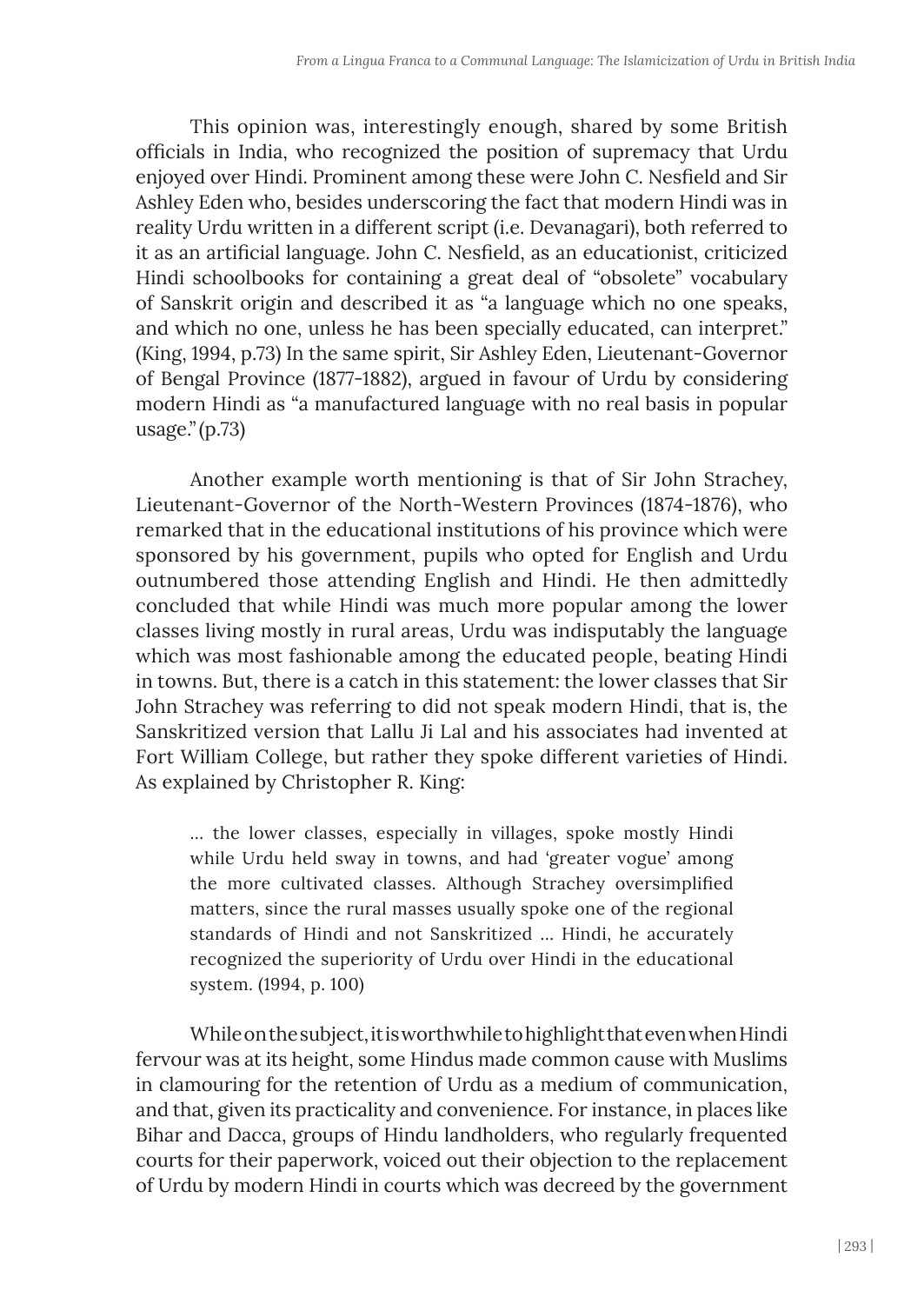This opinion was, interestingly enough, shared by some British officials in India, who recognized the position of supremacy that Urdu enjoyed over Hindi. Prominent among these were John C. Nesfield and Sir Ashley Eden who, besides underscoring the fact that modern Hindi was in reality Urdu written in a different script (i.e. Devanagari), both referred to it as an artificial language. John C. Nesfield, as an educationist, criticized Hindi schoolbooks for containing a great deal of "obsolete" vocabulary of Sanskrit origin and described it as "a language which no one speaks, and which no one, unless he has been specially educated, can interpret." (King, 1994, p.73) In the same spirit, Sir Ashley Eden, Lieutenant-Governor of Bengal Province (1877-1882), argued in favour of Urdu by considering modern Hindi as "a manufactured language with no real basis in popular usage." (p.73)

Another example worth mentioning is that of Sir John Strachey, Lieutenant-Governor of the North-Western Provinces (1874-1876), who remarked that in the educational institutions of his province which were sponsored by his government, pupils who opted for English and Urdu outnumbered those attending English and Hindi. He then admittedly concluded that while Hindi was much more popular among the lower classes living mostly in rural areas, Urdu was indisputably the language which was most fashionable among the educated people, beating Hindi in towns. But, there is a catch in this statement: the lower classes that Sir John Strachey was referring to did not speak modern Hindi, that is, the Sanskritized version that Lallu Ji Lal and his associates had invented at Fort William College, but rather they spoke different varieties of Hindi. As explained by Christopher R. King:

> ... the lower classes, especially in villages, spoke mostly Hindi while Urdu held sway in towns, and had 'greater vogue' among the more cultivated classes. Although Strachey oversimplified matters, since the rural masses usually spoke one of the regional standards of Hindi and not Sanskritized ... Hindi, he accurately recognized the superiority of Urdu over Hindi in the educational system. (1994, p. 100)

While on the subject, it is worthwhile to highlight that even when Hindi fervour was at its height, some Hindus made common cause with Muslims in clamouring for the retention of Urdu as a medium of communication, and that, given its practicality and convenience. For instance, in places like Bihar and Dacca, groups of Hindu landholders, who regularly frequented courts for their paperwork, voiced out their objection to the replacement of Urdu by modern Hindi in courts which was decreed by the government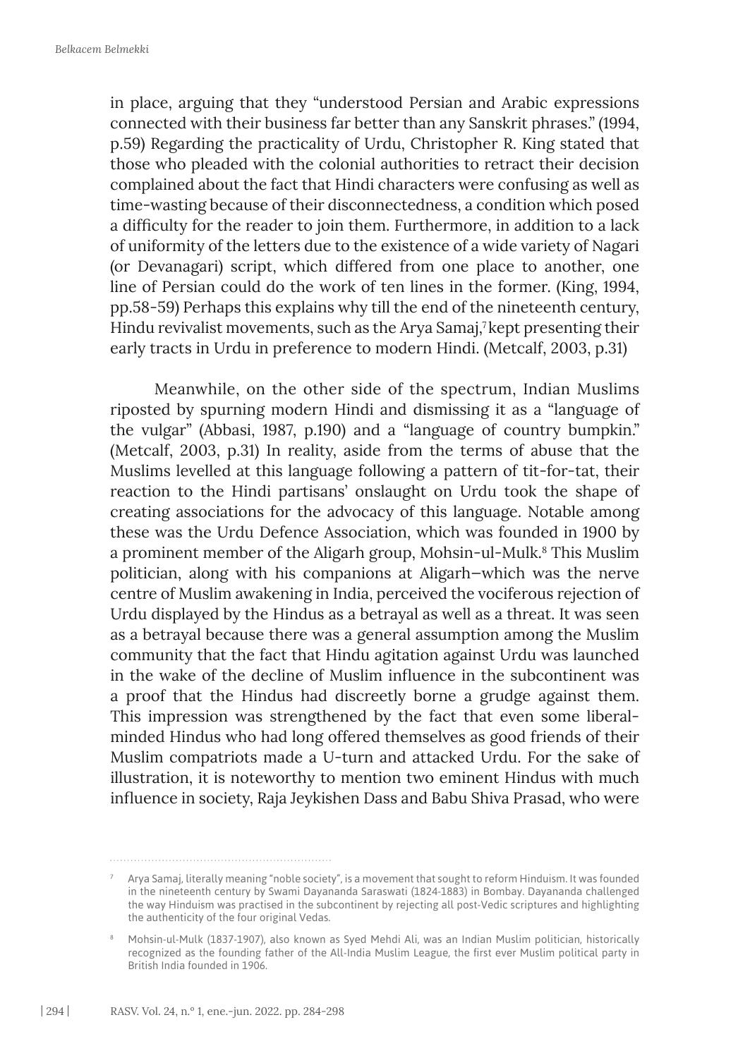in place, arguing that they "understood Persian and Arabic expressions connected with their business far better than any Sanskrit phrases." (1994, p.59) Regarding the practicality of Urdu, Christopher R. King stated that those who pleaded with the colonial authorities to retract their decision complained about the fact that Hindi characters were confusing as well as time-wasting because of their disconnectedness, a condition which posed a difficulty for the reader to join them. Furthermore, in addition to a lack of uniformity of the letters due to the existence of a wide variety of Nagari (or Devanagari) script, which differed from one place to another, one line of Persian could do the work of ten lines in the former. (King, 1994, pp.58-59) Perhaps this explains why till the end of the nineteenth century, Hindu revivalist movements, such as the Arya Samaj,[7] kept presenting their early tracts in Urdu in preference to modern Hindi. (Metcalf, 2003, p.31)

Meanwhile, on the other side of the spectrum, Indian Muslims riposted by spurning modern Hindi and dismissing it as a "language of the vulgar" (Abbasi, 1987, p.190) and a "language of country bumpkin." (Metcalf, 2003, p.31) In reality, aside from the terms of abuse that the Muslims levelled at this language following a pattern of tit-for-tat, their reaction to the Hindi partisans' onslaught on Urdu took the shape of creating associations for the advocacy of this language. Notable among these was the Urdu Defence Association, which was founded in 1900 by a prominent member of the Aligarh group, Mohsin-ul-Mulk.[8] This Muslim politician, along with his companions at Aligarh—which was the nerve centre of Muslim awakening in India, perceived the vociferous rejection of Urdu displayed by the Hindus as a betrayal as well as a threat. It was seen as a betrayal because there was a general assumption among the Muslim community that the fact that Hindu agitation against Urdu was launched in the wake of the decline of Muslim influence in the subcontinent was a proof that the Hindus had discreetly borne a grudge against them. This impression was strengthened by the fact that even some liberal-minded Hindus who had long offered themselves as good friends of their Muslim compatriots made a U-turn and attacked Urdu. For the sake of illustration, it is noteworthy to mention two eminent Hindus with much influence in society, Raja Jeykishen Dass and Babu Shiva Prasad, who were

---

[7] Arya Samaj, literally meaning "noble society", is a movement that sought to reform Hinduism. It was founded in the nineteenth century by Swami Dayananda Saraswati (1824-1883) in Bombay. Dayananda challenged the way Hinduism was practised in the subcontinent by rejecting all post-Vedic scriptures and highlighting the authenticity of the four original Vedas.

[8] Mohsin-ul-Mulk (1837-1907), also known as Syed Mehdi Ali, was an Indian Muslim politician, historically recognized as the founding father of the All-India Muslim League, the first ever Muslim political party in British India founded in 1906.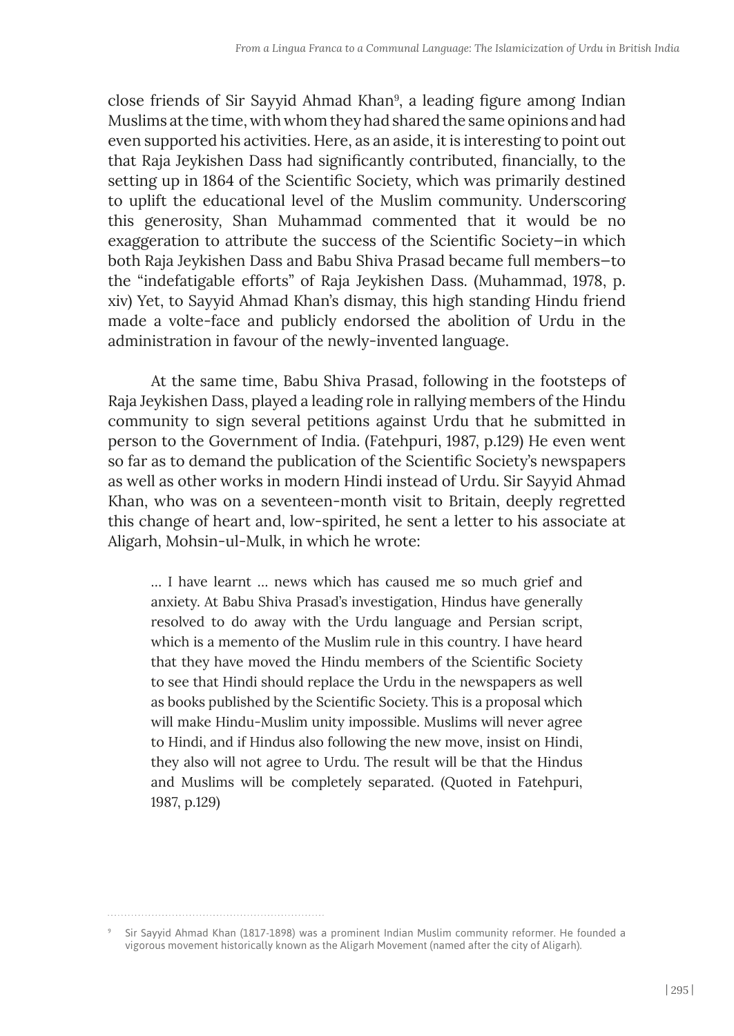close friends of Sir Sayyid Ahmad Khan[9], a leading figure among Indian Muslims at the time, with whom they had shared the same opinions and had even supported his activities. Here, as an aside, it is interesting to point out that Raja Jeykishen Dass had significantly contributed, financially, to the setting up in 1864 of the Scientific Society, which was primarily destined to uplift the educational level of the Muslim community. Underscoring this generosity, Shan Muhammad commented that it would be no exaggeration to attribute the success of the Scientific Society—in which both Raja Jeykishen Dass and Babu Shiva Prasad became full members—to the "indefatigable efforts" of Raja Jeykishen Dass. (Muhammad, 1978, p. xiv) Yet, to Sayyid Ahmad Khan's dismay, this high standing Hindu friend made a volte-face and publicly endorsed the abolition of Urdu in the administration in favour of the newly-invented language.

At the same time, Babu Shiva Prasad, following in the footsteps of Raja Jeykishen Dass, played a leading role in rallying members of the Hindu community to sign several petitions against Urdu that he submitted in person to the Government of India. (Fatehpuri, 1987, p.129) He even went so far as to demand the publication of the Scientific Society's newspapers as well as other works in modern Hindi instead of Urdu. Sir Sayyid Ahmad Khan, who was on a seventeen-month visit to Britain, deeply regretted this change of heart and, low-spirited, he sent a letter to his associate at Aligarh, Mohsin-ul-Mulk, in which he wrote:

> ... I have learnt ... news which has caused me so much grief and anxiety. At Babu Shiva Prasad's investigation, Hindus have generally resolved to do away with the Urdu language and Persian script, which is a memento of the Muslim rule in this country. I have heard that they have moved the Hindu members of the Scientific Society to see that Hindi should replace the Urdu in the newspapers as well as books published by the Scientific Society. This is a proposal which will make Hindu-Muslim unity impossible. Muslims will never agree to Hindi, and if Hindus also following the new move, insist on Hindi, they also will not agree to Urdu. The result will be that the Hindus and Muslims will be completely separated. (Quoted in Fatehpuri, 1987, p.129)

[9] Sir Sayyid Ahmad Khan (1817-1898) was a prominent Indian Muslim community reformer. He founded a vigorous movement historically known as the Aligarh Movement (named after the city of Aligarh).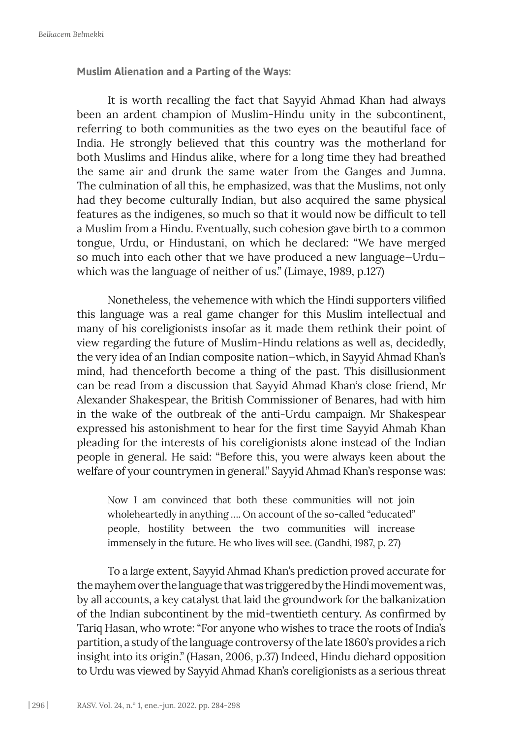**Muslim Alienation and a Parting of the Ways:**

It is worth recalling the fact that Sayyid Ahmad Khan had always been an ardent champion of Muslim-Hindu unity in the subcontinent, referring to both communities as the two eyes on the beautiful face of India. He strongly believed that this country was the motherland for both Muslims and Hindus alike, where for a long time they had breathed the same air and drunk the same water from the Ganges and Jumna. The culmination of all this, he emphasized, was that the Muslims, not only had they become culturally Indian, but also acquired the same physical features as the indigenes, so much so that it would now be difficult to tell a Muslim from a Hindu. Eventually, such cohesion gave birth to a common tongue, Urdu, or Hindustani, on which he declared: "We have merged so much into each other that we have produced a new language—Urdu—which was the language of neither of us." (Limaye, 1989, p.127)

Nonetheless, the vehemence with which the Hindi supporters vilified this language was a real game changer for this Muslim intellectual and many of his coreligionists insofar as it made them rethink their point of view regarding the future of Muslim-Hindu relations as well as, decidedly, the very idea of an Indian composite nation—which, in Sayyid Ahmad Khan's mind, had thenceforth become a thing of the past. This disillusionment can be read from a discussion that Sayyid Ahmad Khan's close friend, Mr Alexander Shakespear, the British Commissioner of Benares, had with him in the wake of the outbreak of the anti-Urdu campaign. Mr Shakespear expressed his astonishment to hear for the first time Sayyid Ahmah Khan pleading for the interests of his coreligionists alone instead of the Indian people in general. He said: "Before this, you were always keen about the welfare of your countrymen in general." Sayyid Ahmad Khan's response was:

> Now I am convinced that both these communities will not join wholeheartedly in anything .... On account of the so-called "educated" people, hostility between the two communities will increase immensely in the future. He who lives will see. (Gandhi, 1987, p. 27)

To a large extent, Sayyid Ahmad Khan's prediction proved accurate for the mayhem over the language that was triggered by the Hindi movement was, by all accounts, a key catalyst that laid the groundwork for the balkanization of the Indian subcontinent by the mid-twentieth century. As confirmed by Tariq Hasan, who wrote: "For anyone who wishes to trace the roots of India's partition, a study of the language controversy of the late 1860's provides a rich insight into its origin." (Hasan, 2006, p.37) Indeed, Hindu diehard opposition to Urdu was viewed by Sayyid Ahmad Khan's coreligionists as a serious threat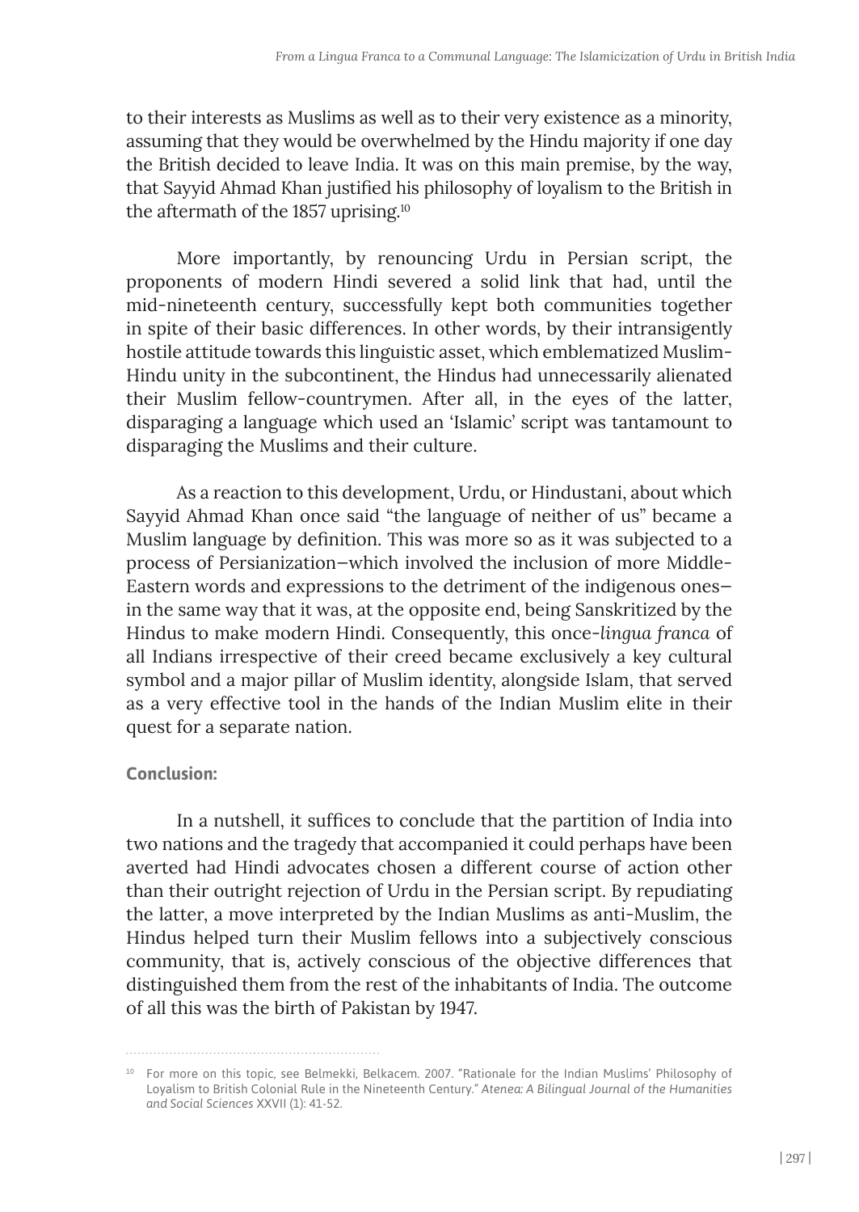to their interests as Muslims as well as to their very existence as a minority, assuming that they would be overwhelmed by the Hindu majority if one day the British decided to leave India. It was on this main premise, by the way, that Sayyid Ahmad Khan justified his philosophy of loyalism to the British in the aftermath of the 1857 uprising.[10]

More importantly, by renouncing Urdu in Persian script, the proponents of modern Hindi severed a solid link that had, until the mid-nineteenth century, successfully kept both communities together in spite of their basic differences. In other words, by their intransigently hostile attitude towards this linguistic asset, which emblematized Muslim-Hindu unity in the subcontinent, the Hindus had unnecessarily alienated their Muslim fellow-countrymen. After all, in the eyes of the latter, disparaging a language which used an 'Islamic' script was tantamount to disparaging the Muslims and their culture.

As a reaction to this development, Urdu, or Hindustani, about which Sayyid Ahmad Khan once said "the language of neither of us" became a Muslim language by definition. This was more so as it was subjected to a process of Persianization—which involved the inclusion of more Middle-Eastern words and expressions to the detriment of the indigenous ones—in the same way that it was, at the opposite end, being Sanskritized by the Hindus to make modern Hindi. Consequently, this once-*lingua franca* of all Indians irrespective of their creed became exclusively a key cultural symbol and a major pillar of Muslim identity, alongside Islam, that served as a very effective tool in the hands of the Indian Muslim elite in their quest for a separate nation.

## Conclusion:

In a nutshell, it suffices to conclude that the partition of India into two nations and the tragedy that accompanied it could perhaps have been averted had Hindi advocates chosen a different course of action other than their outright rejection of Urdu in the Persian script. By repudiating the latter, a move interpreted by the Indian Muslims as anti-Muslim, the Hindus helped turn their Muslim fellows into a subjectively conscious community, that is, actively conscious of the objective differences that distinguished them from the rest of the inhabitants of India. The outcome of all this was the birth of Pakistan by 1947.

---

[10] For more on this topic, see Belmekki, Belkacem. 2007. "Rationale for the Indian Muslims' Philosophy of Loyalism to British Colonial Rule in the Nineteenth Century." *Atenea: A Bilingual Journal of the Humanities and Social Sciences* XXVII (1): 41-52.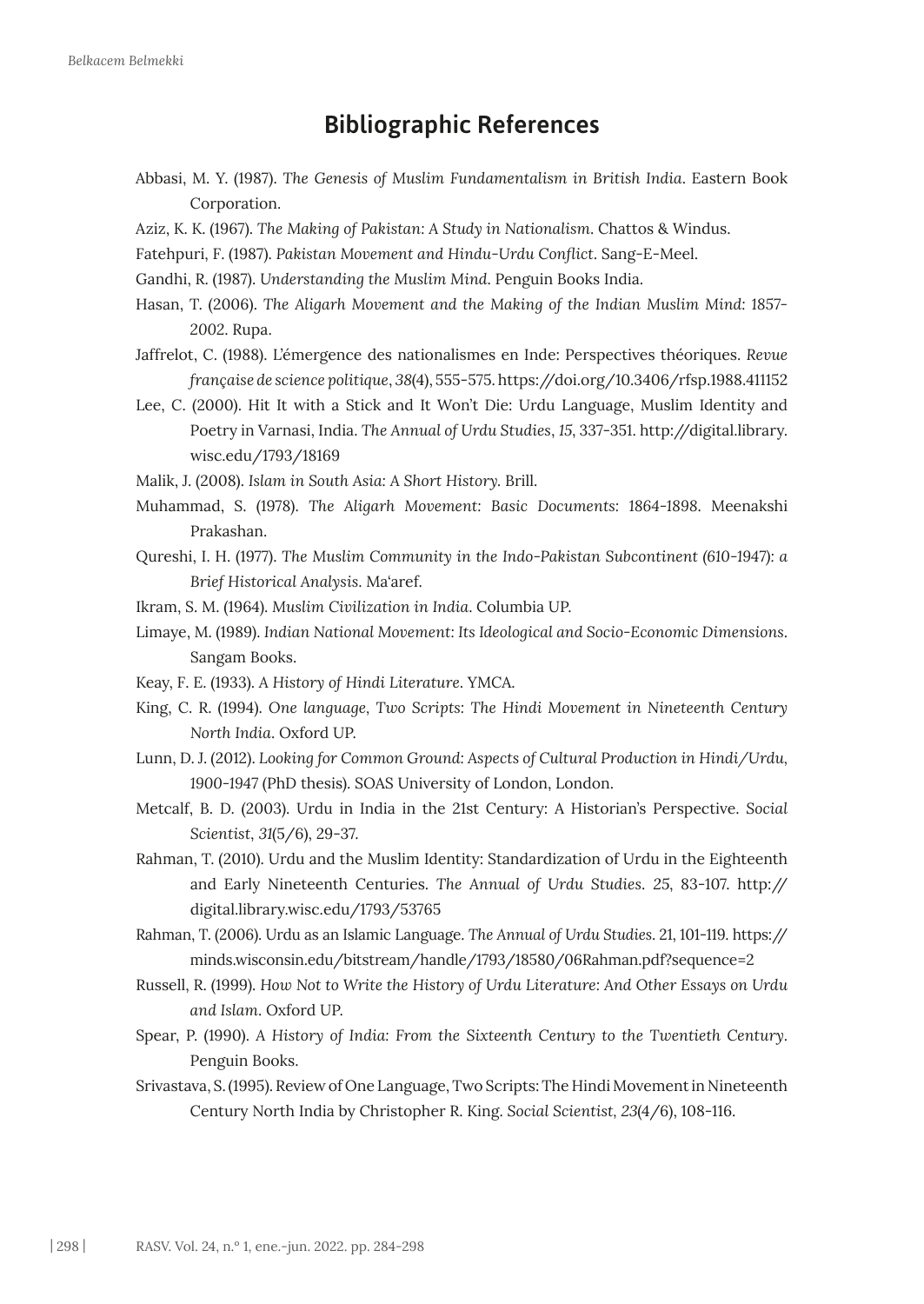## Bibliographic References

Abbasi, M. Y. (1987). *The Genesis of Muslim Fundamentalism in British India*. Eastern Book Corporation.

Aziz, K. K. (1967). *The Making of Pakistan: A Study in Nationalism*. Chattos & Windus.

Fatehpuri, F. (1987). *Pakistan Movement and Hindu-Urdu Conflict*. Sang-E-Meel.

Gandhi, R. (1987). *Understanding the Muslim Mind*. Penguin Books India.

Hasan, T. (2006). *The Aligarh Movement and the Making of the Indian Muslim Mind: 1857-2002*. Rupa.

Jaffrelot, C. (1988). L'émergence des nationalismes en Inde: Perspectives théoriques. *Revue française de science politique*, *38*(4), 555-575. https://doi.org/10.3406/rfsp.1988.411152

Lee, C. (2000). Hit It with a Stick and It Won't Die: Urdu Language, Muslim Identity and Poetry in Varnasi, India. *The Annual of Urdu Studies*, *15*, 337-351. http://digital.library.wisc.edu/1793/18169

Malik, J. (2008). *Islam in South Asia: A Short History*. Brill.

Muhammad, S. (1978). *The Aligarh Movement: Basic Documents: 1864-1898*. Meenakshi Prakashan.

Qureshi, I. H. (1977). *The Muslim Community in the Indo-Pakistan Subcontinent (610-1947): a Brief Historical Analysis*. Ma'aref.

Ikram, S. M. (1964). *Muslim Civilization in India*. Columbia UP.

Limaye, M. (1989). *Indian National Movement: Its Ideological and Socio-Economic Dimensions*. Sangam Books.

Keay, F. E. (1933). *A History of Hindi Literature*. YMCA.

King, C. R. (1994). *One language, Two Scripts: The Hindi Movement in Nineteenth Century North India*. Oxford UP.

Lunn, D. J. (2012). *Looking for Common Ground: Aspects of Cultural Production in Hindi/Urdu, 1900-1947* (PhD thesis). SOAS University of London, London.

Metcalf, B. D. (2003). Urdu in India in the 21st Century: A Historian's Perspective. *Social Scientist*, *31*(5/6), 29-37.

Rahman, T. (2010). Urdu and the Muslim Identity: Standardization of Urdu in the Eighteenth and Early Nineteenth Centuries. *The Annual of Urdu Studies*. *25*, 83-107. http://digital.library.wisc.edu/1793/53765

Rahman, T. (2006). Urdu as an Islamic Language. *The Annual of Urdu Studies*. 21, 101-119. https://minds.wisconsin.edu/bitstream/handle/1793/18580/06Rahman.pdf?sequence=2

Russell, R. (1999). *How Not to Write the History of Urdu Literature: And Other Essays on Urdu and Islam*. Oxford UP.

Spear, P. (1990). *A History of India: From the Sixteenth Century to the Twentieth Century*. Penguin Books.

Srivastava, S. (1995). Review of One Language, Two Scripts: The Hindi Movement in Nineteenth Century North India by Christopher R. King. *Social Scientist*, *23*(4/6), 108-116.